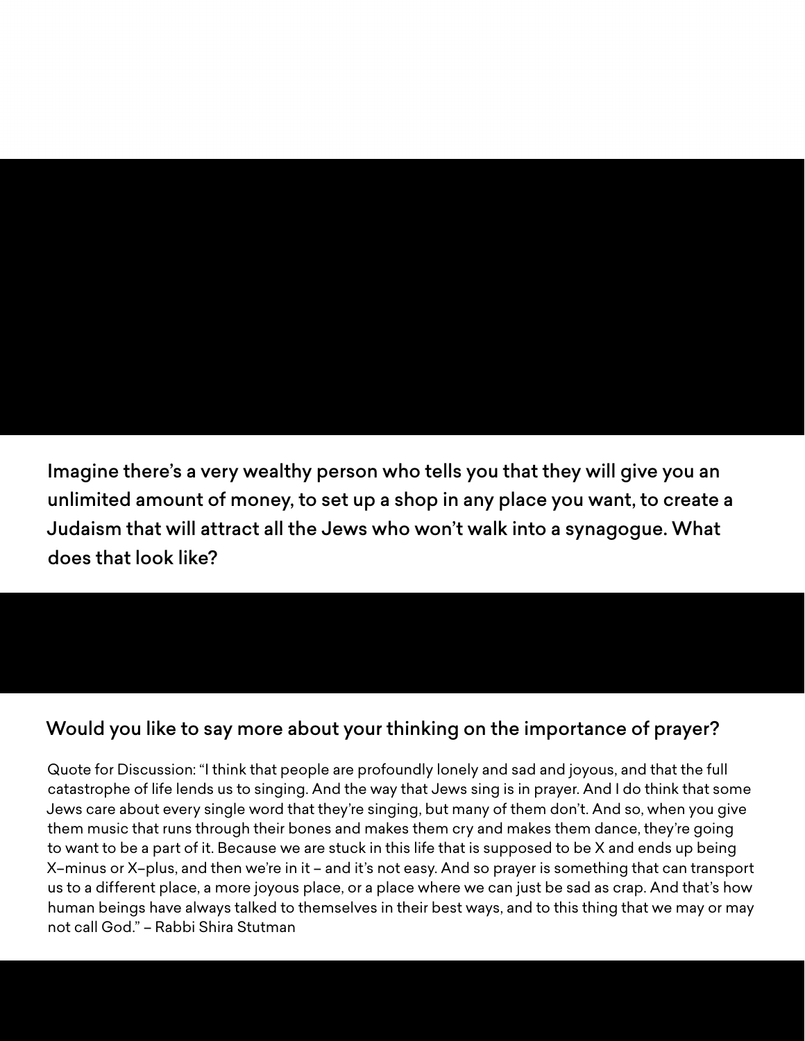## Imagine there's a very wealthy person who tells you that they will give you an unlimited amount of money, to set up a shop in any place you want, to create a Judaism that will attract all the Jews who won't walk into a synagogue. What does that look like?

### Would you like to say more about your thinking on the importance of prayer?

Quote for Discussion: "I think that people are profoundly lonely and sad and joyous, and that the full catastrophe of life lends us to singing. And the way that Jews sing is in prayer. And I do think that some Jews care about every single word that they're singing, but many of them don't. And so, when you give them music that runs through their bones and makes them cry and makes them dance, they're going to want to be a part of it. Because we are stuck in this life that is supposed to be X and ends up being X–minus or X–plus, and then we're in it – and it's not easy. And so prayer is something that can transport us to a different place, a more joyous place, or a place where we can just be sad as crap. And that's how human beings have always talked to themselves in their best ways, and to this thing that we may or may not call God." – Rabbi Shira Stutman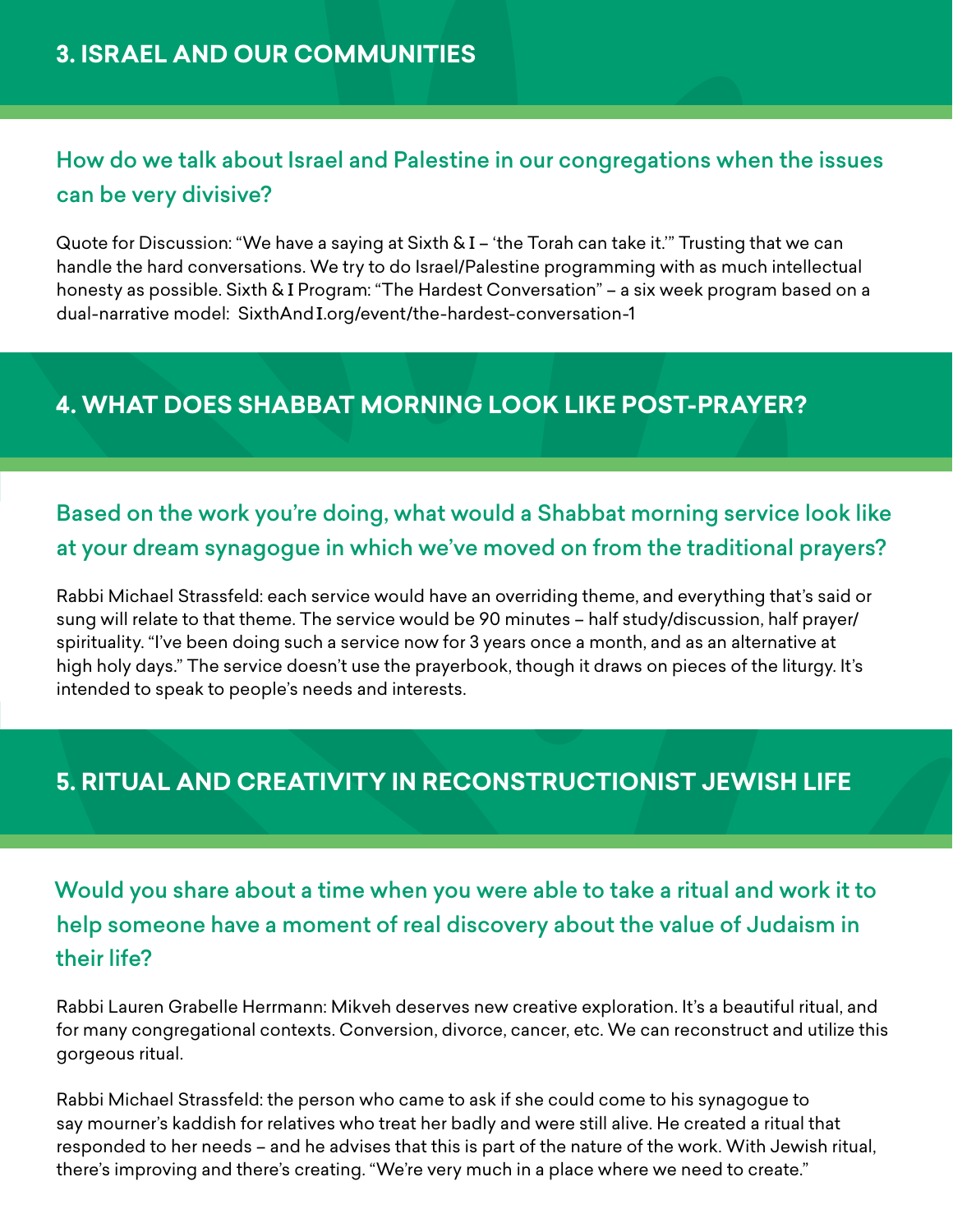## 3. ISRAEL AND OUR COMMUNITIES

### How do we talk about Israel and Palestine in our congregations when the issues can be very divisive?

Quote for Discussion: "We have a saying at Sixth & I – 'the Torah can take it.'" Trusting that we can handle the hard conversations. We try to do Israel/Palestine programming with as much intellectual honesty as possible. Sixth & I Program: "The Hardest Conversation" – a six week program based on a dual-narrative model: SixthAndI.org/event/the-hardest-conversation-1

## 4. WHAT DOES SHABBAT MORNING LOOK LIKE POST-PRAYER?

### Based on the work you're doing, what would a Shabbat morning service look like at your dream synagogue in which we've moved on from the traditional prayers?

Rabbi Michael Strassfeld: each service would have an overriding theme, and everything that's said or sung will relate to that theme. The service would be 90 minutes – half study/discussion, half prayer/spirituality. "I've been doing such a service now for 3 years once a month, and as an alternative at high holy days." The service doesn't use the prayerbook, though it draws on pieces of the liturgy. It's intended to speak to people's needs and interests.

## 5. RITUAL AND CREATIVITY IN RECONSTRUCTIONIST JEWISH LIFE

### Would you share about a time when you were able to take a ritual and work it to help someone have a moment of real discovery about the value of Judaism in their life?

Rabbi Lauren Grabelle Herrmann: Mikveh deserves new creative exploration. It's a beautiful ritual, and for many congregational contexts. Conversion, divorce, cancer, etc. We can reconstruct and utilize this gorgeous ritual.

Rabbi Michael Strassfeld: the person who came to ask if she could come to his synagogue to say mourner's kaddish for relatives who treat her badly and were still alive. He created a ritual that responded to her needs – and he advises that this is part of the nature of the work. With Jewish ritual, there's improving and there's creating. "We're very much in a place where we need to create."